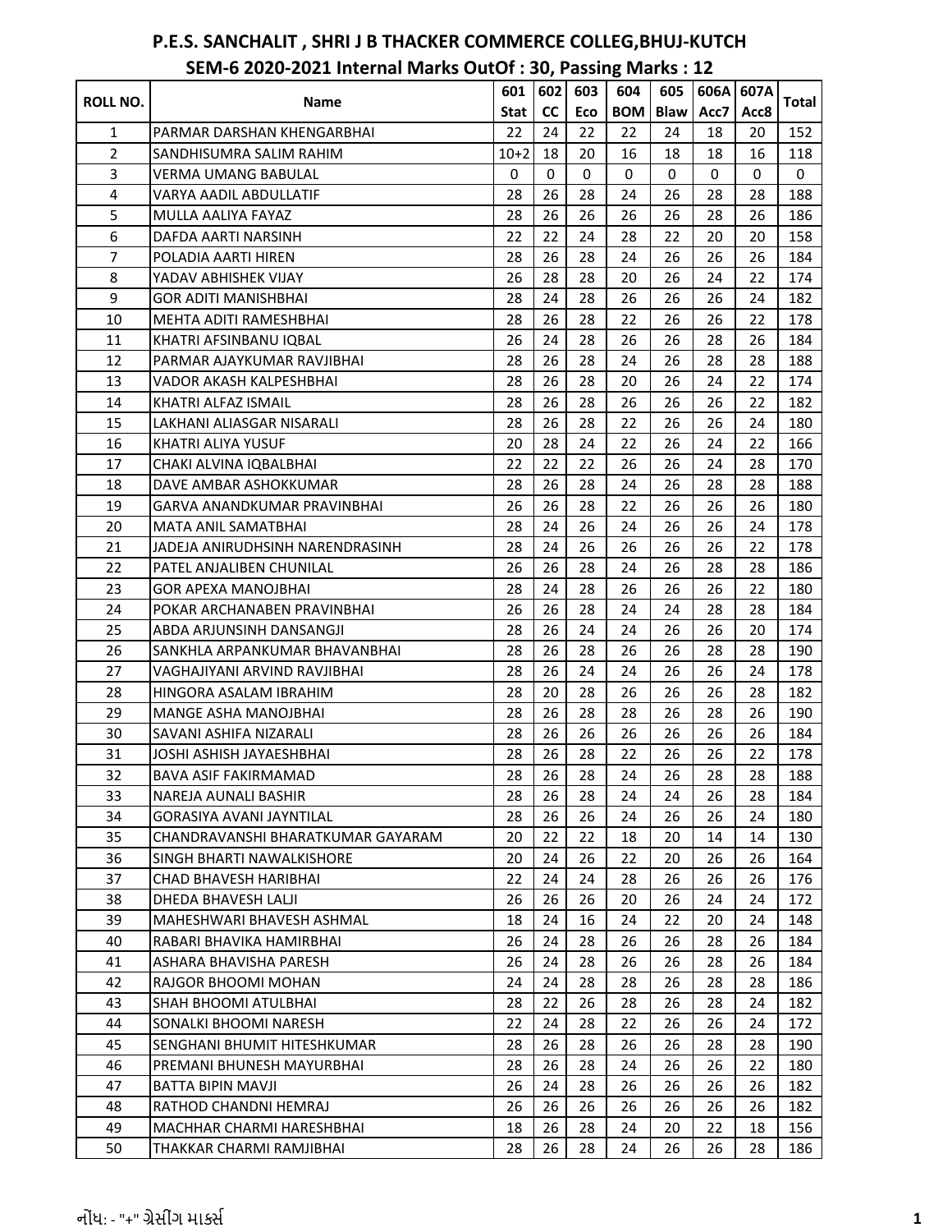# P.E.S. SANCHALIT , SHRI J B THACKER COMMERCE COLLEG,BHUJ-KUTCH

## SEM-6 2020-2021 Internal Marks OutOf : 30, Passing Marks : 12

| ROLL NO. | Name | 601 Stat | 602 CC | 603 Eco | 604 BOM | 605 Blaw | 606A Acc7 | 607A Acc8 | Total |
|---|---|---|---|---|---|---|---|---|---|
| 1 | PARMAR DARSHAN KHENGARBHAI | 22 | 24 | 22 | 22 | 24 | 18 | 20 | 152 |
| 2 | SANDHISUMRA SALIM RAHIM | 10+2 | 18 | 20 | 16 | 18 | 18 | 16 | 118 |
| 3 | VERMA UMANG BABULAL | 0 | 0 | 0 | 0 | 0 | 0 | 0 | 0 |
| 4 | VARYA AADIL ABDULLATIF | 28 | 26 | 28 | 24 | 26 | 28 | 28 | 188 |
| 5 | MULLA AALIYA FAYAZ | 28 | 26 | 26 | 26 | 26 | 28 | 26 | 186 |
| 6 | DAFDA AARTI NARSINH | 22 | 22 | 24 | 28 | 22 | 20 | 20 | 158 |
| 7 | POLADIA AARTI HIREN | 28 | 26 | 28 | 24 | 26 | 26 | 26 | 184 |
| 8 | YADAV ABHISHEK VIJAY | 26 | 28 | 28 | 20 | 26 | 24 | 22 | 174 |
| 9 | GOR ADITI MANISHBHAI | 28 | 24 | 28 | 26 | 26 | 26 | 24 | 182 |
| 10 | MEHTA ADITI RAMESHBHAI | 28 | 26 | 28 | 22 | 26 | 26 | 22 | 178 |
| 11 | KHATRI AFSINBANU IQBAL | 26 | 24 | 28 | 26 | 26 | 28 | 26 | 184 |
| 12 | PARMAR AJAYKUMAR RAVJIBHAI | 28 | 26 | 28 | 24 | 26 | 28 | 28 | 188 |
| 13 | VADOR AKASH KALPESHBHAI | 28 | 26 | 28 | 20 | 26 | 24 | 22 | 174 |
| 14 | KHATRI ALFAZ ISMAIL | 28 | 26 | 28 | 26 | 26 | 26 | 22 | 182 |
| 15 | LAKHANI ALIASGAR NISARALI | 28 | 26 | 28 | 22 | 26 | 26 | 24 | 180 |
| 16 | KHATRI ALIYA YUSUF | 20 | 28 | 24 | 22 | 26 | 24 | 22 | 166 |
| 17 | CHAKI ALVINA IQBALBHAI | 22 | 22 | 22 | 26 | 26 | 24 | 28 | 170 |
| 18 | DAVE AMBAR ASHOKKUMAR | 28 | 26 | 28 | 24 | 26 | 28 | 28 | 188 |
| 19 | GARVA ANANDKUMAR PRAVINBHAI | 26 | 26 | 28 | 22 | 26 | 26 | 26 | 180 |
| 20 | MATA ANIL SAMATBHAI | 28 | 24 | 26 | 24 | 26 | 26 | 24 | 178 |
| 21 | JADEJA ANIRUDHSINH NARENDRASINH | 28 | 24 | 26 | 26 | 26 | 26 | 22 | 178 |
| 22 | PATEL ANJALIBEN CHUNILAL | 26 | 26 | 28 | 24 | 26 | 28 | 28 | 186 |
| 23 | GOR APEXA MANOJBHAI | 28 | 24 | 28 | 26 | 26 | 26 | 22 | 180 |
| 24 | POKAR ARCHANABEN PRAVINBHAI | 26 | 26 | 28 | 24 | 24 | 28 | 28 | 184 |
| 25 | ABDA ARJUNSINH DANSANGJI | 28 | 26 | 24 | 24 | 26 | 26 | 20 | 174 |
| 26 | SANKHLA ARPANKUMAR BHAVANBHAI | 28 | 26 | 28 | 26 | 26 | 28 | 28 | 190 |
| 27 | VAGHAJIYANI ARVIND RAVJIBHAI | 28 | 26 | 24 | 24 | 26 | 26 | 24 | 178 |
| 28 | HINGORA ASALAM IBRAHIM | 28 | 20 | 28 | 26 | 26 | 26 | 28 | 182 |
| 29 | MANGE ASHA MANOJBHAI | 28 | 26 | 28 | 28 | 26 | 28 | 26 | 190 |
| 30 | SAVANI ASHIFA NIZARALI | 28 | 26 | 26 | 26 | 26 | 26 | 26 | 184 |
| 31 | JOSHI ASHISH JAYAESHBHAI | 28 | 26 | 28 | 22 | 26 | 26 | 22 | 178 |
| 32 | BAVA ASIF FAKIRMAMAD | 28 | 26 | 28 | 24 | 26 | 28 | 28 | 188 |
| 33 | NAREJA AUNALI BASHIR | 28 | 26 | 28 | 24 | 24 | 26 | 28 | 184 |
| 34 | GORASIYA AVANI JAYNTILAL | 28 | 26 | 26 | 24 | 26 | 26 | 24 | 180 |
| 35 | CHANDRAVANSHI BHARATKUMAR GAYARAM | 20 | 22 | 22 | 18 | 20 | 14 | 14 | 130 |
| 36 | SINGH BHARTI NAWALKISHORE | 20 | 24 | 26 | 22 | 20 | 26 | 26 | 164 |
| 37 | CHAD BHAVESH HARIBHAI | 22 | 24 | 24 | 28 | 26 | 26 | 26 | 176 |
| 38 | DHEDA BHAVESH LALJI | 26 | 26 | 26 | 20 | 26 | 24 | 24 | 172 |
| 39 | MAHESHWARI BHAVESH ASHMAL | 18 | 24 | 16 | 24 | 22 | 20 | 24 | 148 |
| 40 | RABARI BHAVIKA HAMIRBHAI | 26 | 24 | 28 | 26 | 26 | 28 | 26 | 184 |
| 41 | ASHARA BHAVISHA PARESH | 26 | 24 | 28 | 26 | 26 | 28 | 26 | 184 |
| 42 | RAJGOR BHOOMI MOHAN | 24 | 24 | 28 | 28 | 26 | 28 | 28 | 186 |
| 43 | SHAH BHOOMI ATULBHAI | 28 | 22 | 26 | 28 | 26 | 28 | 24 | 182 |
| 44 | SONALKI BHOOMI NARESH | 22 | 24 | 28 | 22 | 26 | 26 | 24 | 172 |
| 45 | SENGHANI BHUMIT HITESHKUMAR | 28 | 26 | 28 | 26 | 26 | 28 | 28 | 190 |
| 46 | PREMANI BHUNESH MAYURBHAI | 28 | 26 | 28 | 24 | 26 | 26 | 22 | 180 |
| 47 | BATTA BIPIN MAVJI | 26 | 24 | 28 | 26 | 26 | 26 | 26 | 182 |
| 48 | RATHOD CHANDNI HEMRAJ | 26 | 26 | 26 | 26 | 26 | 26 | 26 | 182 |
| 49 | MACHHAR CHARMI HARESHBHAI | 18 | 26 | 28 | 24 | 20 | 22 | 18 | 156 |
| 50 | THAKKAR CHARMI RAMJIBHAI | 28 | 26 | 28 | 24 | 26 | 26 | 28 | 186 |

નોંધ: - "+" ગ્રેસીંગ માર્ક્સ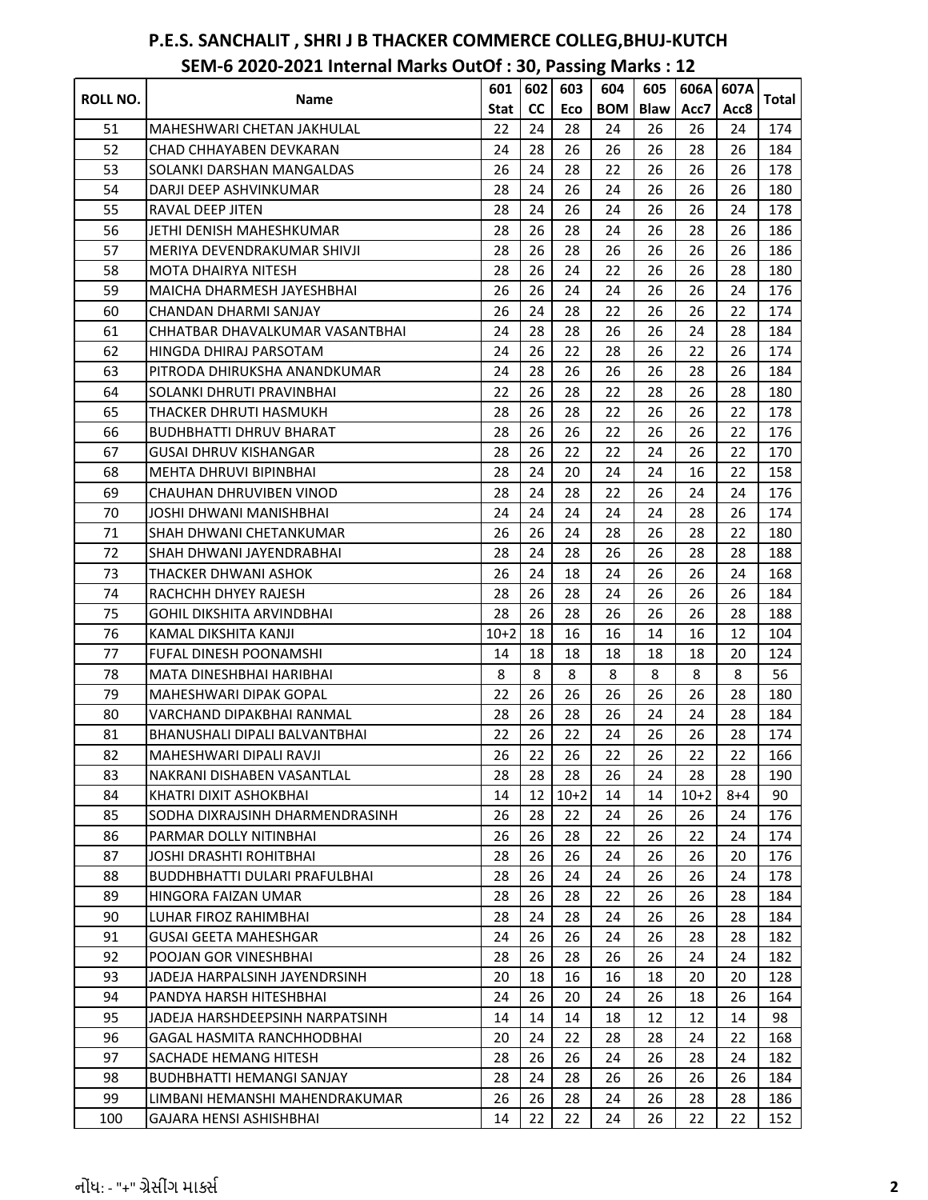# P.E.S. SANCHALIT , SHRI J B THACKER COMMERCE COLLEG,BHUJ-KUTCH

## SEM-6 2020-2021 Internal Marks OutOf : 30, Passing Marks : 12

| ROLL NO. | Name | 601 Stat | 602 CC | 603 Eco | 604 BOM | 605 Blaw | 606A Acc7 | 607A Acc8 | Total |
|---|---|---|---|---|---|---|---|---|---|
| 51 | MAHESHWARI CHETAN JAKHULAL | 22 | 24 | 28 | 24 | 26 | 26 | 24 | 174 |
| 52 | CHAD CHHAYABEN DEVKARAN | 24 | 28 | 26 | 26 | 26 | 28 | 26 | 184 |
| 53 | SOLANKI DARSHAN MANGALDAS | 26 | 24 | 28 | 22 | 26 | 26 | 26 | 178 |
| 54 | DARJI DEEP ASHVINKUMAR | 28 | 24 | 26 | 24 | 26 | 26 | 26 | 180 |
| 55 | RAVAL DEEP JITEN | 28 | 24 | 26 | 24 | 26 | 26 | 24 | 178 |
| 56 | JETHI DENISH MAHESHKUMAR | 28 | 26 | 28 | 24 | 26 | 28 | 26 | 186 |
| 57 | MERIYA DEVENDRAKUMAR SHIVJI | 28 | 26 | 28 | 26 | 26 | 26 | 26 | 186 |
| 58 | MOTA DHAIRYA NITESH | 28 | 26 | 24 | 22 | 26 | 26 | 28 | 180 |
| 59 | MAICHA DHARMESH JAYESHBHAI | 26 | 26 | 24 | 24 | 26 | 26 | 24 | 176 |
| 60 | CHANDAN DHARMI SANJAY | 26 | 24 | 28 | 22 | 26 | 26 | 22 | 174 |
| 61 | CHHATBAR DHAVALKUMAR VASANTBHAI | 24 | 28 | 28 | 26 | 26 | 24 | 28 | 184 |
| 62 | HINGDA DHIRAJ PARSOTAM | 24 | 26 | 22 | 28 | 26 | 22 | 26 | 174 |
| 63 | PITRODA DHIRUKSHA ANANDKUMAR | 24 | 28 | 26 | 26 | 26 | 28 | 26 | 184 |
| 64 | SOLANKI DHRUTI PRAVINBHAI | 22 | 26 | 28 | 22 | 28 | 26 | 28 | 180 |
| 65 | THACKER DHRUTI HASMUKH | 28 | 26 | 28 | 22 | 26 | 26 | 22 | 178 |
| 66 | BUDHBHATTI DHRUV BHARAT | 28 | 26 | 26 | 22 | 26 | 26 | 22 | 176 |
| 67 | GUSAI DHRUV KISHANGAR | 28 | 26 | 22 | 22 | 24 | 26 | 22 | 170 |
| 68 | MEHTA DHRUVI BIPINBHAI | 28 | 24 | 20 | 24 | 24 | 16 | 22 | 158 |
| 69 | CHAUHAN DHRUVIBEN VINOD | 28 | 24 | 28 | 22 | 26 | 24 | 24 | 176 |
| 70 | JOSHI DHWANI MANISHBHAI | 24 | 24 | 24 | 24 | 24 | 28 | 26 | 174 |
| 71 | SHAH DHWANI CHETANKUMAR | 26 | 26 | 24 | 28 | 26 | 28 | 22 | 180 |
| 72 | SHAH DHWANI JAYENDRABHAI | 28 | 24 | 28 | 26 | 26 | 28 | 28 | 188 |
| 73 | THACKER DHWANI ASHOK | 26 | 24 | 18 | 24 | 26 | 26 | 24 | 168 |
| 74 | RACHCHH DHYEY RAJESH | 28 | 26 | 28 | 24 | 26 | 26 | 26 | 184 |
| 75 | GOHIL DIKSHITA ARVINDBHAI | 28 | 26 | 28 | 26 | 26 | 26 | 28 | 188 |
| 76 | KAMAL DIKSHITA KANJI | 10+2 | 18 | 16 | 16 | 14 | 16 | 12 | 104 |
| 77 | FUFAL DINESH POONAMSHI | 14 | 18 | 18 | 18 | 18 | 18 | 20 | 124 |
| 78 | MATA DINESHBHAI HARIBHAI | 8 | 8 | 8 | 8 | 8 | 8 | 8 | 56 |
| 79 | MAHESHWARI DIPAK GOPAL | 22 | 26 | 26 | 26 | 26 | 26 | 28 | 180 |
| 80 | VARCHAND DIPAKBHAI RANMAL | 28 | 26 | 28 | 26 | 24 | 24 | 28 | 184 |
| 81 | BHANUSHALI DIPALI BALVANTBHAI | 22 | 26 | 22 | 24 | 26 | 26 | 28 | 174 |
| 82 | MAHESHWARI DIPALI RAVJI | 26 | 22 | 26 | 22 | 26 | 22 | 22 | 166 |
| 83 | NAKRANI DISHABEN VASANTLAL | 28 | 28 | 28 | 26 | 24 | 28 | 28 | 190 |
| 84 | KHATRI DIXIT ASHOKBHAI | 14 | 12 | 10+2 | 14 | 14 | 10+2 | 8+4 | 90 |
| 85 | SODHA DIXRAJSINH DHARMENDRASINH | 26 | 28 | 22 | 24 | 26 | 26 | 24 | 176 |
| 86 | PARMAR DOLLY NITINBHAI | 26 | 26 | 28 | 22 | 26 | 22 | 24 | 174 |
| 87 | JOSHI DRASHTI ROHITBHAI | 28 | 26 | 26 | 24 | 26 | 26 | 20 | 176 |
| 88 | BUDDHBHATTI DULARI PRAFULBHAI | 28 | 26 | 24 | 24 | 26 | 26 | 24 | 178 |
| 89 | HINGORA FAIZAN UMAR | 28 | 26 | 28 | 22 | 26 | 26 | 28 | 184 |
| 90 | LUHAR FIROZ RAHIMBHAI | 28 | 24 | 28 | 24 | 26 | 26 | 28 | 184 |
| 91 | GUSAI GEETA MAHESHGAR | 24 | 26 | 26 | 24 | 26 | 28 | 28 | 182 |
| 92 | POOJAN GOR VINESHBHAI | 28 | 26 | 28 | 26 | 26 | 24 | 24 | 182 |
| 93 | JADEJA HARPALSINH JAYENDRSINH | 20 | 18 | 16 | 16 | 18 | 20 | 20 | 128 |
| 94 | PANDYA HARSH HITESHBHAI | 24 | 26 | 20 | 24 | 26 | 18 | 26 | 164 |
| 95 | JADEJA HARSHDEEPSINH NARPATSINH | 14 | 14 | 14 | 18 | 12 | 12 | 14 | 98 |
| 96 | GAGAL HASMITA RANCHHODBHAI | 20 | 24 | 22 | 28 | 28 | 24 | 22 | 168 |
| 97 | SACHADE HEMANG HITESH | 28 | 26 | 26 | 24 | 26 | 28 | 24 | 182 |
| 98 | BUDHBHATTI HEMANGI SANJAY | 28 | 24 | 28 | 26 | 26 | 26 | 26 | 184 |
| 99 | LIMBANI HEMANSHI MAHENDRAKUMAR | 26 | 26 | 28 | 24 | 26 | 28 | 28 | 186 |
| 100 | GAJARA HENSI ASHISHBHAI | 14 | 22 | 22 | 24 | 26 | 22 | 22 | 152 |

નોંધ: - "+" ગ્રેસીંગ માર્ક્સ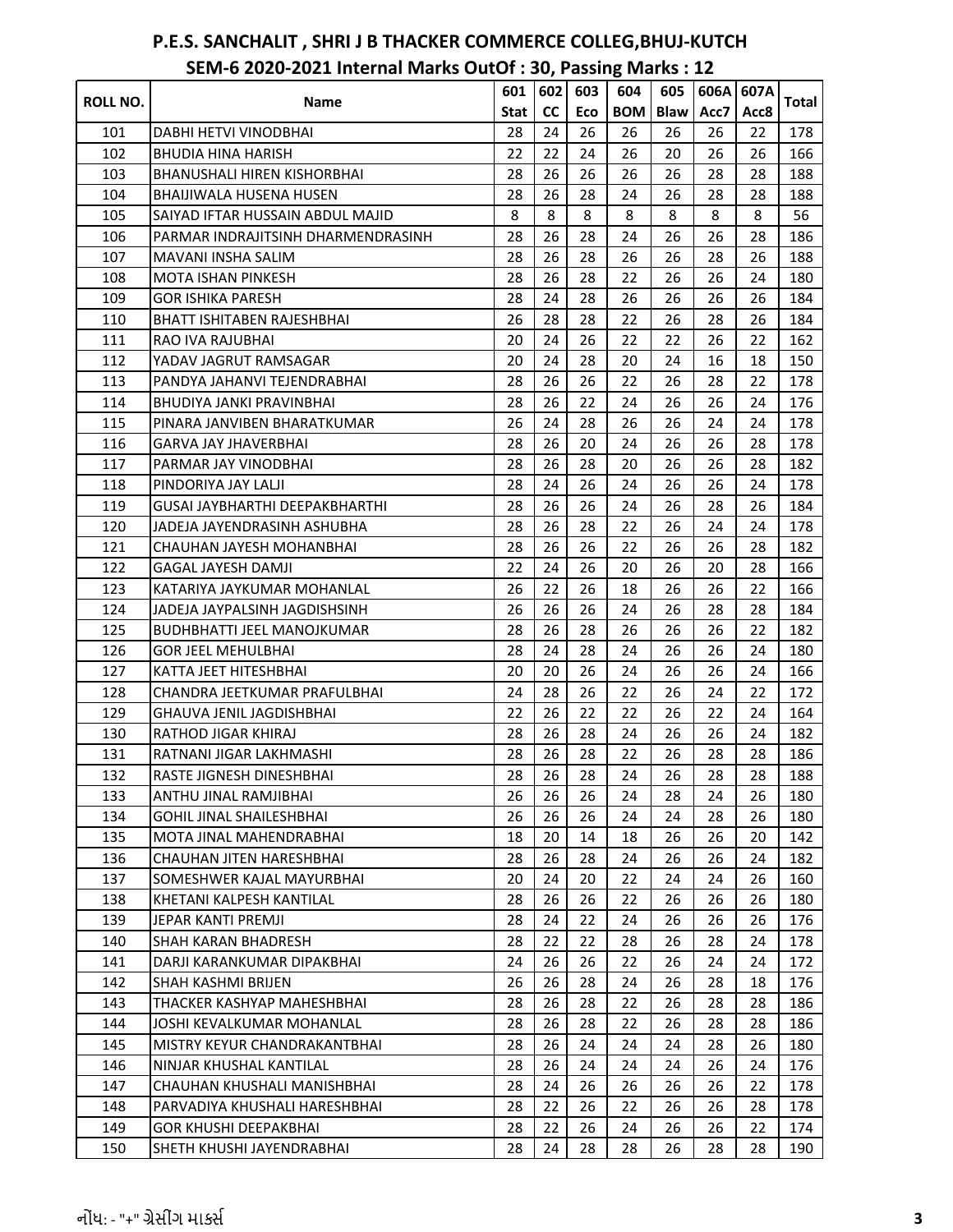# P.E.S. SANCHALIT , SHRI J B THACKER COMMERCE COLLEG,BHUJ-KUTCH

## SEM-6 2020-2021 Internal Marks OutOf : 30, Passing Marks : 12

| ROLL NO. | Name | 601 Stat | 602 CC | 603 Eco | 604 BOM | 605 Blaw | 606A Acc7 | 607A Acc8 | Total |
|---|---|---|---|---|---|---|---|---|---|
| 101 | DABHI HETVI VINODBHAI | 28 | 24 | 26 | 26 | 26 | 26 | 22 | 178 |
| 102 | BHUDIA HINA HARISH | 22 | 22 | 24 | 26 | 20 | 26 | 26 | 166 |
| 103 | BHANUSHALI HIREN KISHORBHAI | 28 | 26 | 26 | 26 | 26 | 28 | 28 | 188 |
| 104 | BHAIJIWALA HUSENA HUSEN | 28 | 26 | 28 | 24 | 26 | 28 | 28 | 188 |
| 105 | SAIYAD IFTAR HUSSAIN ABDUL MAJID | 8 | 8 | 8 | 8 | 8 | 8 | 8 | 56 |
| 106 | PARMAR INDRAJITSINH DHARMENDRASINH | 28 | 26 | 28 | 24 | 26 | 26 | 28 | 186 |
| 107 | MAVANI INSHA SALIM | 28 | 26 | 28 | 26 | 26 | 28 | 26 | 188 |
| 108 | MOTA ISHAN PINKESH | 28 | 26 | 28 | 22 | 26 | 26 | 24 | 180 |
| 109 | GOR ISHIKA PARESH | 28 | 24 | 28 | 26 | 26 | 26 | 26 | 184 |
| 110 | BHATT ISHITABEN RAJESHBHAI | 26 | 28 | 28 | 22 | 26 | 28 | 26 | 184 |
| 111 | RAO IVA RAJUBHAI | 20 | 24 | 26 | 22 | 22 | 26 | 22 | 162 |
| 112 | YADAV JAGRUT RAMSAGAR | 20 | 24 | 28 | 20 | 24 | 16 | 18 | 150 |
| 113 | PANDYA JAHANVI TEJENDRABHAI | 28 | 26 | 26 | 22 | 26 | 28 | 22 | 178 |
| 114 | BHUDIYA JANKI PRAVINBHAI | 28 | 26 | 22 | 24 | 26 | 26 | 24 | 176 |
| 115 | PINARA JANVIBEN BHARATKUMAR | 26 | 24 | 28 | 26 | 26 | 24 | 24 | 178 |
| 116 | GARVA JAY JHAVERBHAI | 28 | 26 | 20 | 24 | 26 | 26 | 28 | 178 |
| 117 | PARMAR JAY VINODBHAI | 28 | 26 | 28 | 20 | 26 | 26 | 28 | 182 |
| 118 | PINDORIYA JAY LALJI | 28 | 24 | 26 | 24 | 26 | 26 | 24 | 178 |
| 119 | GUSAI JAYBHARTHI DEEPAKBHARTHI | 28 | 26 | 26 | 24 | 26 | 28 | 26 | 184 |
| 120 | JADEJA JAYENDRASINH ASHUBHA | 28 | 26 | 28 | 22 | 26 | 24 | 24 | 178 |
| 121 | CHAUHAN JAYESH MOHANBHAI | 28 | 26 | 26 | 22 | 26 | 26 | 28 | 182 |
| 122 | GAGAL JAYESH DAMJI | 22 | 24 | 26 | 20 | 26 | 20 | 28 | 166 |
| 123 | KATARIYA JAYKUMAR MOHANLAL | 26 | 22 | 26 | 18 | 26 | 26 | 22 | 166 |
| 124 | JADEJA JAYPALSINH JAGDISHSINH | 26 | 26 | 26 | 24 | 26 | 28 | 28 | 184 |
| 125 | BUDHBHATTI JEEL MANOJKUMAR | 28 | 26 | 28 | 26 | 26 | 26 | 22 | 182 |
| 126 | GOR JEEL MEHULBHAI | 28 | 24 | 28 | 24 | 26 | 26 | 24 | 180 |
| 127 | KATTA JEET HITESHBHAI | 20 | 20 | 26 | 24 | 26 | 26 | 24 | 166 |
| 128 | CHANDRA JEETKUMAR PRAFULBHAI | 24 | 28 | 26 | 22 | 26 | 24 | 22 | 172 |
| 129 | GHAUVA JENIL JAGDISHBHAI | 22 | 26 | 22 | 22 | 26 | 22 | 24 | 164 |
| 130 | RATHOD JIGAR KHIRAJ | 28 | 26 | 28 | 24 | 26 | 26 | 24 | 182 |
| 131 | RATNANI JIGAR LAKHMASHI | 28 | 26 | 28 | 22 | 26 | 28 | 28 | 186 |
| 132 | RASTE JIGNESH DINESHBHAI | 28 | 26 | 28 | 24 | 26 | 28 | 28 | 188 |
| 133 | ANTHU JINAL RAMJIBHAI | 26 | 26 | 26 | 24 | 28 | 24 | 26 | 180 |
| 134 | GOHIL JINAL SHAILESHBHAI | 26 | 26 | 26 | 24 | 24 | 28 | 26 | 180 |
| 135 | MOTA JINAL MAHENDRABHAI | 18 | 20 | 14 | 18 | 26 | 26 | 20 | 142 |
| 136 | CHAUHAN JITEN HARESHBHAI | 28 | 26 | 28 | 24 | 26 | 26 | 24 | 182 |
| 137 | SOMESHWER KAJAL MAYURBHAI | 20 | 24 | 20 | 22 | 24 | 24 | 26 | 160 |
| 138 | KHETANI KALPESH KANTILAL | 28 | 26 | 26 | 22 | 26 | 26 | 26 | 180 |
| 139 | JEPAR KANTI PREMJI | 28 | 24 | 22 | 24 | 26 | 26 | 26 | 176 |
| 140 | SHAH KARAN BHADRESH | 28 | 22 | 22 | 28 | 26 | 28 | 24 | 178 |
| 141 | DARJI KARANKUMAR DIPAKBHAI | 24 | 26 | 26 | 22 | 26 | 24 | 24 | 172 |
| 142 | SHAH KASHMI BRIJEN | 26 | 26 | 28 | 24 | 26 | 28 | 18 | 176 |
| 143 | THACKER KASHYAP MAHESHBHAI | 28 | 26 | 28 | 22 | 26 | 28 | 28 | 186 |
| 144 | JOSHI KEVALKUMAR MOHANLAL | 28 | 26 | 28 | 22 | 26 | 28 | 28 | 186 |
| 145 | MISTRY KEYUR CHANDRAKANTBHAI | 28 | 26 | 24 | 24 | 24 | 28 | 26 | 180 |
| 146 | NINJAR KHUSHAL KANTILAL | 28 | 26 | 24 | 24 | 24 | 26 | 24 | 176 |
| 147 | CHAUHAN KHUSHALI MANISHBHAI | 28 | 24 | 26 | 26 | 26 | 26 | 22 | 178 |
| 148 | PARVADIYA KHUSHALI HARESHBHAI | 28 | 22 | 26 | 22 | 26 | 26 | 28 | 178 |
| 149 | GOR KHUSHI DEEPAKBHAI | 28 | 22 | 26 | 24 | 26 | 26 | 22 | 174 |
| 150 | SHETH KHUSHI JAYENDRABHAI | 28 | 24 | 28 | 28 | 26 | 28 | 28 | 190 |

નોંધ: - "+" ગ્રેસીંગ માર્ક્સ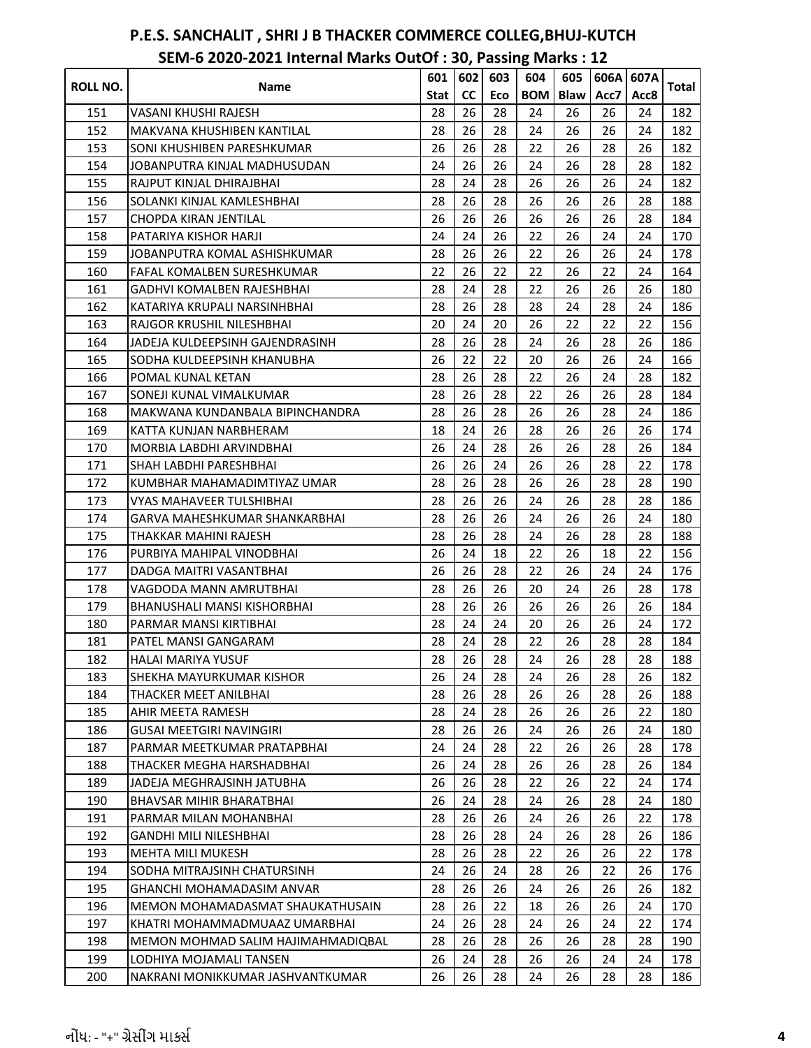# P.E.S. SANCHALIT , SHRI J B THACKER COMMERCE COLLEG,BHUJ-KUTCH

## SEM-6 2020-2021 Internal Marks OutOf : 30, Passing Marks : 12

| ROLL NO. | Name | 601 Stat | 602 CC | 603 Eco | 604 BOM | 605 Blaw | 606A Acc7 | 607A Acc8 | Total |
|---|---|---|---|---|---|---|---|---|---|
| 151 | VASANI KHUSHI RAJESH | 28 | 26 | 28 | 24 | 26 | 26 | 24 | 182 |
| 152 | MAKVANA KHUSHIBEN KANTILAL | 28 | 26 | 28 | 24 | 26 | 26 | 24 | 182 |
| 153 | SONI KHUSHIBEN PARESHKUMAR | 26 | 26 | 28 | 22 | 26 | 28 | 26 | 182 |
| 154 | JOBANPUTRA KINJAL MADHUSUDAN | 24 | 26 | 26 | 24 | 26 | 28 | 28 | 182 |
| 155 | RAJPUT KINJAL DHIRAJBHAI | 28 | 24 | 28 | 26 | 26 | 26 | 24 | 182 |
| 156 | SOLANKI KINJAL KAMLESHBHAI | 28 | 26 | 28 | 26 | 26 | 26 | 28 | 188 |
| 157 | CHOPDA KIRAN JENTILAL | 26 | 26 | 26 | 26 | 26 | 26 | 28 | 184 |
| 158 | PATARIYA KISHOR HARJI | 24 | 24 | 26 | 22 | 26 | 24 | 24 | 170 |
| 159 | JOBANPUTRA KOMAL ASHISHKUMAR | 28 | 26 | 26 | 22 | 26 | 26 | 24 | 178 |
| 160 | FAFAL KOMALBEN SURESHKUMAR | 22 | 26 | 22 | 22 | 26 | 22 | 24 | 164 |
| 161 | GADHVI KOMALBEN RAJESHBHAI | 28 | 24 | 28 | 22 | 26 | 26 | 26 | 180 |
| 162 | KATARIYA KRUPALI NARSINHBHAI | 28 | 26 | 28 | 28 | 24 | 28 | 24 | 186 |
| 163 | RAJGOR KRUSHIL NILESHBHAI | 20 | 24 | 20 | 26 | 22 | 22 | 22 | 156 |
| 164 | JADEJA KULDEEPSINH GAJENDRASINH | 28 | 26 | 28 | 24 | 26 | 28 | 26 | 186 |
| 165 | SODHA KULDEEPSINH KHANUBHA | 26 | 22 | 22 | 20 | 26 | 26 | 24 | 166 |
| 166 | POMAL KUNAL KETAN | 28 | 26 | 28 | 22 | 26 | 24 | 28 | 182 |
| 167 | SONEJI KUNAL VIMALKUMAR | 28 | 26 | 28 | 22 | 26 | 26 | 28 | 184 |
| 168 | MAKWANA KUNDANBALA BIPINCHANDRA | 28 | 26 | 28 | 26 | 26 | 28 | 24 | 186 |
| 169 | KATTA KUNJAN NARBHERAM | 18 | 24 | 26 | 28 | 26 | 26 | 26 | 174 |
| 170 | MORBIA LABDHI ARVINDBHAI | 26 | 24 | 28 | 26 | 26 | 28 | 26 | 184 |
| 171 | SHAH LABDHI PARESHBHAI | 26 | 26 | 24 | 26 | 26 | 28 | 22 | 178 |
| 172 | KUMBHAR MAHAMADIMTIYAZ UMAR | 28 | 26 | 28 | 26 | 26 | 28 | 28 | 190 |
| 173 | VYAS MAHAVEER TULSHIBHAI | 28 | 26 | 26 | 24 | 26 | 28 | 28 | 186 |
| 174 | GARVA MAHESHKUMAR SHANKARBHAI | 28 | 26 | 26 | 24 | 26 | 26 | 24 | 180 |
| 175 | THAKKAR MAHINI RAJESH | 28 | 26 | 28 | 24 | 26 | 28 | 28 | 188 |
| 176 | PURBIYA MAHIPAL VINODBHAI | 26 | 24 | 18 | 22 | 26 | 18 | 22 | 156 |
| 177 | DADGA MAITRI VASANTBHAI | 26 | 26 | 28 | 22 | 26 | 24 | 24 | 176 |
| 178 | VAGDODA MANN AMRUTBHAI | 28 | 26 | 26 | 20 | 24 | 26 | 28 | 178 |
| 179 | BHANUSHALI MANSI KISHORBHAI | 28 | 26 | 26 | 26 | 26 | 26 | 26 | 184 |
| 180 | PARMAR MANSI KIRTIBHAI | 28 | 24 | 24 | 20 | 26 | 26 | 24 | 172 |
| 181 | PATEL MANSI GANGARAM | 28 | 24 | 28 | 22 | 26 | 28 | 28 | 184 |
| 182 | HALAI MARIYA YUSUF | 28 | 26 | 28 | 24 | 26 | 28 | 28 | 188 |
| 183 | SHEKHA MAYURKUMAR KISHOR | 26 | 24 | 28 | 24 | 26 | 28 | 26 | 182 |
| 184 | THACKER MEET ANILBHAI | 28 | 26 | 28 | 26 | 26 | 28 | 26 | 188 |
| 185 | AHIR MEETA RAMESH | 28 | 24 | 28 | 26 | 26 | 26 | 22 | 180 |
| 186 | GUSAI MEETGIRI NAVINGIRI | 28 | 26 | 26 | 24 | 26 | 26 | 24 | 180 |
| 187 | PARMAR MEETKUMAR PRATAPBHAI | 24 | 24 | 28 | 22 | 26 | 26 | 28 | 178 |
| 188 | THACKER MEGHA HARSHADBHAI | 26 | 24 | 28 | 26 | 26 | 28 | 26 | 184 |
| 189 | JADEJA MEGHRAJSINH JATUBHA | 26 | 26 | 28 | 22 | 26 | 22 | 24 | 174 |
| 190 | BHAVSAR MIHIR BHARATBHAI | 26 | 24 | 28 | 24 | 26 | 28 | 24 | 180 |
| 191 | PARMAR MILAN MOHANBHAI | 28 | 26 | 26 | 24 | 26 | 26 | 22 | 178 |
| 192 | GANDHI MILI NILESHBHAI | 28 | 26 | 28 | 24 | 26 | 28 | 26 | 186 |
| 193 | MEHTA MILI MUKESH | 28 | 26 | 28 | 22 | 26 | 26 | 22 | 178 |
| 194 | SODHA MITRAJSINH CHATURSINH | 24 | 26 | 24 | 28 | 26 | 22 | 26 | 176 |
| 195 | GHANCHI MOHAMADASIM ANVAR | 28 | 26 | 26 | 24 | 26 | 26 | 26 | 182 |
| 196 | MEMON MOHAMADASMAT SHAUKATHUSAIN | 28 | 26 | 22 | 18 | 26 | 26 | 24 | 170 |
| 197 | KHATRI MOHAMMADMUAAZ UMARBHAI | 24 | 26 | 28 | 24 | 26 | 24 | 22 | 174 |
| 198 | MEMON MOHMAD SALIM HAJIMAHMADIQBAL | 28 | 26 | 28 | 26 | 26 | 28 | 28 | 190 |
| 199 | LODHIYA MOJAMALI TANSEN | 26 | 24 | 28 | 26 | 26 | 24 | 24 | 178 |
| 200 | NAKRANI MONIKKUMAR JASHVANTKUMAR | 26 | 26 | 28 | 24 | 26 | 28 | 28 | 186 |

નોંધ: - "+" ગ્રેસીંગ માર્ક્સ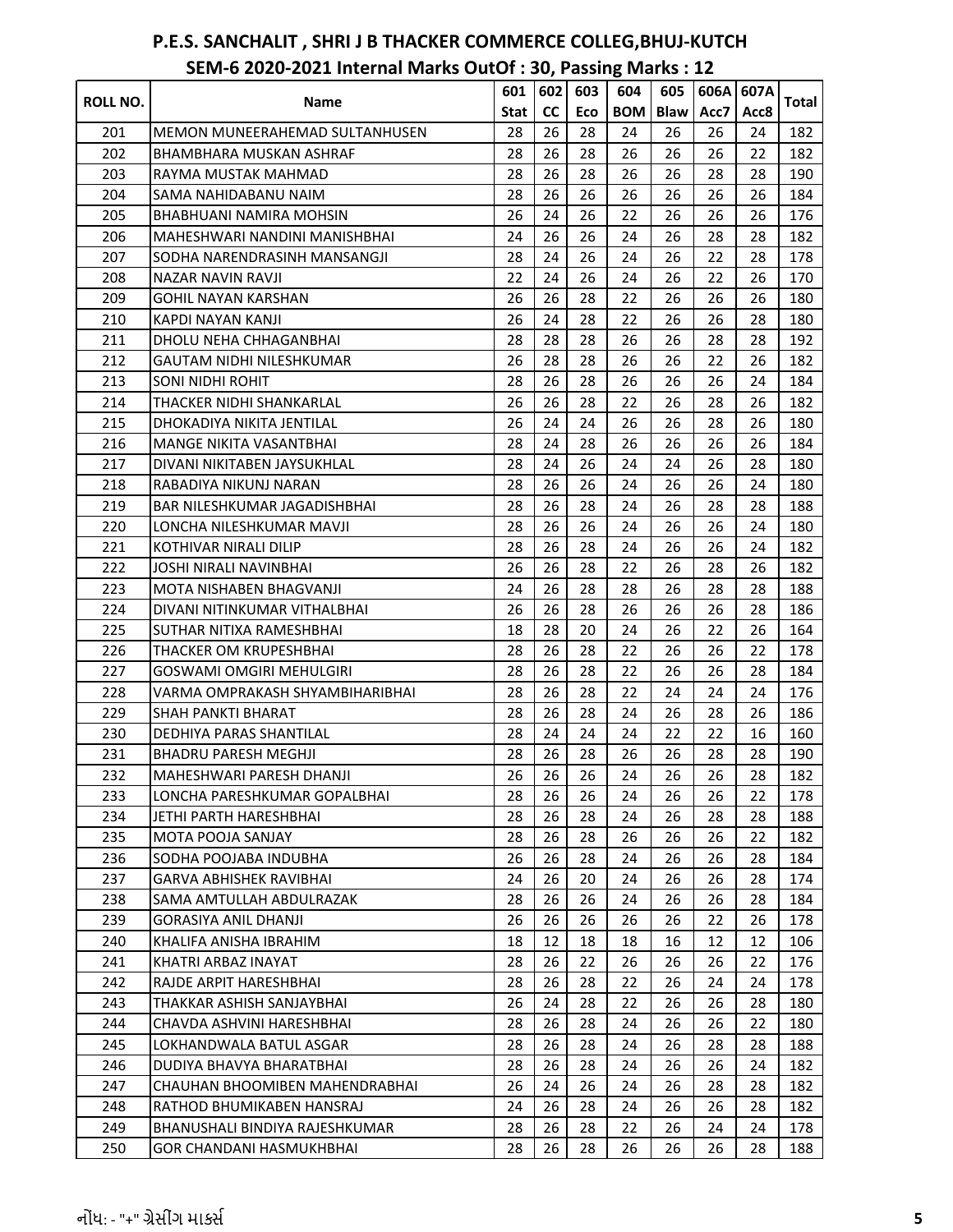## P.E.S. SANCHALIT , SHRI J B THACKER COMMERCE COLLEG,BHUJ-KUTCH

## SEM-6 2020-2021 Internal Marks OutOf : 30, Passing Marks : 12

| ROLL NO. | Name | 601 Stat | 602 CC | 603 Eco | 604 BOM | 605 Blaw | 606A Acc7 | 607A Acc8 | Total |
|---|---|---|---|---|---|---|---|---|---|
| 201 | MEMON MUNEERAHEMAD SULTANHUSEN | 28 | 26 | 28 | 24 | 26 | 26 | 24 | 182 |
| 202 | BHAMBHARA MUSKAN ASHRAF | 28 | 26 | 28 | 26 | 26 | 26 | 22 | 182 |
| 203 | RAYMA MUSTAK MAHMAD | 28 | 26 | 28 | 26 | 26 | 28 | 28 | 190 |
| 204 | SAMA NAHIDABANU NAIM | 28 | 26 | 26 | 26 | 26 | 26 | 26 | 184 |
| 205 | BHABHUANI NAMIRA MOHSIN | 26 | 24 | 26 | 22 | 26 | 26 | 26 | 176 |
| 206 | MAHESHWARI NANDINI MANISHBHAI | 24 | 26 | 26 | 24 | 26 | 28 | 28 | 182 |
| 207 | SODHA NARENDRASINH MANSANGJI | 28 | 24 | 26 | 24 | 26 | 22 | 28 | 178 |
| 208 | NAZAR NAVIN RAVJI | 22 | 24 | 26 | 24 | 26 | 22 | 26 | 170 |
| 209 | GOHIL NAYAN KARSHAN | 26 | 26 | 28 | 22 | 26 | 26 | 26 | 180 |
| 210 | KAPDI NAYAN KANJI | 26 | 24 | 28 | 22 | 26 | 26 | 28 | 180 |
| 211 | DHOLU NEHA CHHAGANBHAI | 28 | 28 | 28 | 26 | 26 | 28 | 28 | 192 |
| 212 | GAUTAM NIDHI NILESHKUMAR | 26 | 28 | 28 | 26 | 26 | 22 | 26 | 182 |
| 213 | SONI NIDHI ROHIT | 28 | 26 | 28 | 26 | 26 | 26 | 24 | 184 |
| 214 | THACKER NIDHI SHANKARLAL | 26 | 26 | 28 | 22 | 26 | 28 | 26 | 182 |
| 215 | DHOKADIYA NIKITA JENTILAL | 26 | 24 | 24 | 26 | 26 | 28 | 26 | 180 |
| 216 | MANGE NIKITA VASANTBHAI | 28 | 24 | 28 | 26 | 26 | 26 | 26 | 184 |
| 217 | DIVANI NIKITABEN JAYSUKHLAL | 28 | 24 | 26 | 24 | 24 | 26 | 28 | 180 |
| 218 | RABADIYA NIKUNJ NARAN | 28 | 26 | 26 | 24 | 26 | 26 | 24 | 180 |
| 219 | BAR NILESHKUMAR JAGADISHBHAI | 28 | 26 | 28 | 24 | 26 | 28 | 28 | 188 |
| 220 | LONCHA NILESHKUMAR MAVJI | 28 | 26 | 26 | 24 | 26 | 26 | 24 | 180 |
| 221 | KOTHIVAR NIRALI DILIP | 28 | 26 | 28 | 24 | 26 | 26 | 24 | 182 |
| 222 | JOSHI NIRALI NAVINBHAI | 26 | 26 | 28 | 22 | 26 | 28 | 26 | 182 |
| 223 | MOTA NISHABEN BHAGVANJI | 24 | 26 | 28 | 28 | 26 | 28 | 28 | 188 |
| 224 | DIVANI NITINKUMAR VITHALBHAI | 26 | 26 | 28 | 26 | 26 | 26 | 28 | 186 |
| 225 | SUTHAR NITIXA RAMESHBHAI | 18 | 28 | 20 | 24 | 26 | 22 | 26 | 164 |
| 226 | THACKER OM KRUPESHBHAI | 28 | 26 | 28 | 22 | 26 | 26 | 22 | 178 |
| 227 | GOSWAMI OMGIRI MEHULGIRI | 28 | 26 | 28 | 22 | 26 | 26 | 28 | 184 |
| 228 | VARMA OMPRAKASH SHYAMBIHARIBHAI | 28 | 26 | 28 | 22 | 24 | 24 | 24 | 176 |
| 229 | SHAH PANKTI BHARAT | 28 | 26 | 28 | 24 | 26 | 28 | 26 | 186 |
| 230 | DEDHIYA PARAS SHANTILAL | 28 | 24 | 24 | 24 | 22 | 22 | 16 | 160 |
| 231 | BHADRU PARESH MEGHJI | 28 | 26 | 28 | 26 | 26 | 28 | 28 | 190 |
| 232 | MAHESHWARI PARESH DHANJI | 26 | 26 | 26 | 24 | 26 | 26 | 28 | 182 |
| 233 | LONCHA PARESHKUMAR GOPALBHAI | 28 | 26 | 26 | 24 | 26 | 26 | 22 | 178 |
| 234 | JETHI PARTH HARESHBHAI | 28 | 26 | 28 | 24 | 26 | 28 | 28 | 188 |
| 235 | MOTA POOJA SANJAY | 28 | 26 | 28 | 26 | 26 | 26 | 22 | 182 |
| 236 | SODHA POOJABA INDUBHA | 26 | 26 | 28 | 24 | 26 | 26 | 28 | 184 |
| 237 | GARVA ABHISHEK RAVIBHAI | 24 | 26 | 20 | 24 | 26 | 26 | 28 | 174 |
| 238 | SAMA AMTULLAH ABDULRAZAK | 28 | 26 | 26 | 24 | 26 | 26 | 28 | 184 |
| 239 | GORASIYA ANIL DHANJI | 26 | 26 | 26 | 26 | 26 | 22 | 26 | 178 |
| 240 | KHALIFA ANISHA IBRAHIM | 18 | 12 | 18 | 18 | 16 | 12 | 12 | 106 |
| 241 | KHATRI ARBAZ INAYAT | 28 | 26 | 22 | 26 | 26 | 26 | 22 | 176 |
| 242 | RAJDE ARPIT HARESHBHAI | 28 | 26 | 28 | 22 | 26 | 24 | 24 | 178 |
| 243 | THAKKAR ASHISH SANJAYBHAI | 26 | 24 | 28 | 22 | 26 | 26 | 28 | 180 |
| 244 | CHAVDA ASHVINI HARESHBHAI | 28 | 26 | 28 | 24 | 26 | 26 | 22 | 180 |
| 245 | LOKHANDWALA BATUL ASGAR | 28 | 26 | 28 | 24 | 26 | 28 | 28 | 188 |
| 246 | DUDIYA BHAVYA BHARATBHAI | 28 | 26 | 28 | 24 | 26 | 26 | 24 | 182 |
| 247 | CHAUHAN BHOOMIBEN MAHENDRABHAI | 26 | 24 | 26 | 24 | 26 | 28 | 28 | 182 |
| 248 | RATHOD BHUMIKABEN HANSRAJ | 24 | 26 | 28 | 24 | 26 | 26 | 28 | 182 |
| 249 | BHANUSHALI BINDIYA RAJESHKUMAR | 28 | 26 | 28 | 22 | 26 | 24 | 24 | 178 |
| 250 | GOR CHANDANI HASMUKHBHAI | 28 | 26 | 28 | 26 | 26 | 26 | 28 | 188 |

નોંધ: - "+" ગ્રેસીંગ માર્ક્સ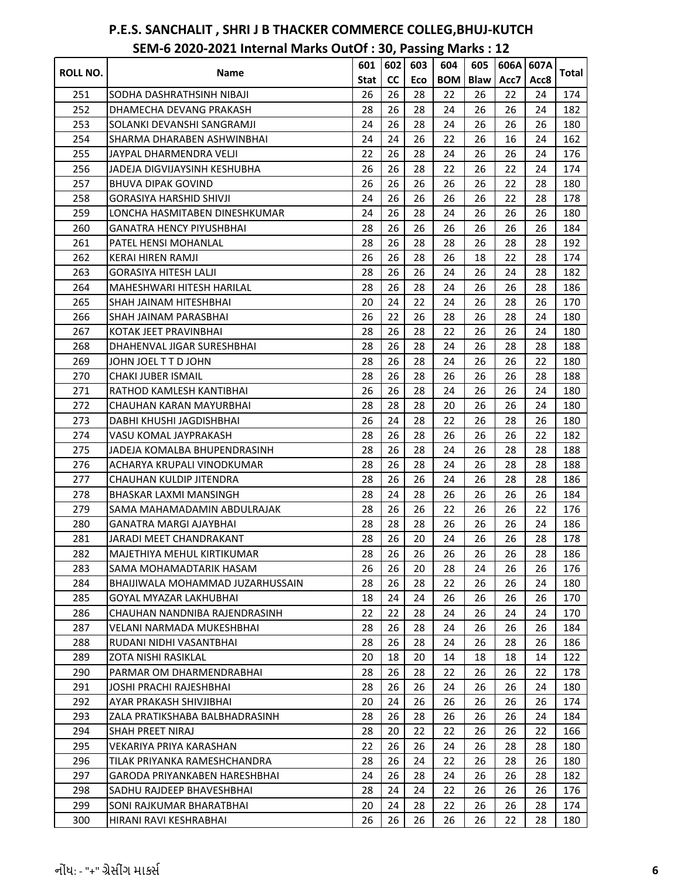# P.E.S. SANCHALIT , SHRI J B THACKER COMMERCE COLLEG,BHUJ-KUTCH

## SEM-6 2020-2021 Internal Marks OutOf : 30, Passing Marks : 12

| ROLL NO. | Name | 601 | 602 | 603 | 604 | 605 | 606A | 607A | Total |
|---|---|---|---|---|---|---|---|---|---|
| | | Stat | CC | Eco | BOM | Blaw | Acc7 | Acc8 | |
| 251 | SODHA DASHRATHSINH NIBAJI | 26 | 26 | 28 | 22 | 26 | 22 | 24 | 174 |
| 252 | DHAMECHA DEVANG PRAKASH | 28 | 26 | 28 | 24 | 26 | 26 | 24 | 182 |
| 253 | SOLANKI DEVANSHI SANGRAMJI | 24 | 26 | 28 | 24 | 26 | 26 | 26 | 180 |
| 254 | SHARMA DHARABEN ASHWINBHAI | 24 | 24 | 26 | 22 | 26 | 16 | 24 | 162 |
| 255 | JAYPAL DHARMENDRA VELJI | 22 | 26 | 28 | 24 | 26 | 26 | 24 | 176 |
| 256 | JADEJA DIGVIJAYSINH KESHUBHA | 26 | 26 | 28 | 22 | 26 | 22 | 24 | 174 |
| 257 | BHUVA DIPAK GOVIND | 26 | 26 | 26 | 26 | 26 | 22 | 28 | 180 |
| 258 | GORASIYA HARSHID SHIVJI | 24 | 26 | 26 | 26 | 26 | 22 | 28 | 178 |
| 259 | LONCHA HASMITABEN DINESHKUMAR | 24 | 26 | 28 | 24 | 26 | 26 | 26 | 180 |
| 260 | GANATRA HENCY PIYUSHBHAI | 28 | 26 | 26 | 26 | 26 | 26 | 26 | 184 |
| 261 | PATEL HENSI MOHANLAL | 28 | 26 | 28 | 28 | 26 | 28 | 28 | 192 |
| 262 | KERAI HIREN RAMJI | 26 | 26 | 28 | 26 | 18 | 22 | 28 | 174 |
| 263 | GORASIYA HITESH LALJI | 28 | 26 | 26 | 24 | 26 | 24 | 28 | 182 |
| 264 | MAHESHWARI HITESH HARILAL | 28 | 26 | 28 | 24 | 26 | 26 | 28 | 186 |
| 265 | SHAH JAINAM HITESHBHAI | 20 | 24 | 22 | 24 | 26 | 28 | 26 | 170 |
| 266 | SHAH JAINAM PARASBHAI | 26 | 22 | 26 | 28 | 26 | 28 | 24 | 180 |
| 267 | KOTAK JEET PRAVINBHAI | 28 | 26 | 28 | 22 | 26 | 26 | 24 | 180 |
| 268 | DHAHENVAL JIGAR SURESHBHAI | 28 | 26 | 28 | 24 | 26 | 28 | 28 | 188 |
| 269 | JOHN JOEL T T D JOHN | 28 | 26 | 28 | 24 | 26 | 26 | 22 | 180 |
| 270 | CHAKI JUBER ISMAIL | 28 | 26 | 28 | 26 | 26 | 26 | 28 | 188 |
| 271 | RATHOD KAMLESH KANTIBHAI | 26 | 26 | 28 | 24 | 26 | 26 | 24 | 180 |
| 272 | CHAUHAN KARAN MAYURBHAI | 28 | 28 | 28 | 20 | 26 | 26 | 24 | 180 |
| 273 | DABHI KHUSHI JAGDISHBHAI | 26 | 24 | 28 | 22 | 26 | 28 | 26 | 180 |
| 274 | VASU KOMAL JAYPRAKASH | 28 | 26 | 28 | 26 | 26 | 26 | 22 | 182 |
| 275 | JADEJA KOMALBA BHUPENDRASINH | 28 | 26 | 28 | 24 | 26 | 28 | 28 | 188 |
| 276 | ACHARYA KRUPALI VINODKUMAR | 28 | 26 | 28 | 24 | 26 | 28 | 28 | 188 |
| 277 | CHAUHAN KULDIP JITENDRA | 28 | 26 | 26 | 24 | 26 | 28 | 28 | 186 |
| 278 | BHASKAR LAXMI MANSINGH | 28 | 24 | 28 | 26 | 26 | 26 | 26 | 184 |
| 279 | SAMA MAHAMADAMIN ABDULRAJAK | 28 | 26 | 26 | 22 | 26 | 26 | 22 | 176 |
| 280 | GANATRA MARGI AJAYBHAI | 28 | 28 | 28 | 26 | 26 | 26 | 24 | 186 |
| 281 | JARADI MEET CHANDRAKANT | 28 | 26 | 20 | 24 | 26 | 26 | 28 | 178 |
| 282 | MAJETHIYA MEHUL KIRTIKUMAR | 28 | 26 | 26 | 26 | 26 | 26 | 28 | 186 |
| 283 | SAMA MOHAMADTARIK HASAM | 26 | 26 | 20 | 28 | 24 | 26 | 26 | 176 |
| 284 | BHAIJIWALA MOHAMMAD JUZARHUSSAIN | 28 | 26 | 28 | 22 | 26 | 26 | 24 | 180 |
| 285 | GOYAL MYAZAR LAKHUBHAI | 18 | 24 | 24 | 26 | 26 | 26 | 26 | 170 |
| 286 | CHAUHAN NANDNIBA RAJENDRASINH | 22 | 22 | 28 | 24 | 26 | 24 | 24 | 170 |
| 287 | VELANI NARMADA MUKESHBHAI | 28 | 26 | 28 | 24 | 26 | 26 | 26 | 184 |
| 288 | RUDANI NIDHI VASANTBHAI | 28 | 26 | 28 | 24 | 26 | 28 | 26 | 186 |
| 289 | ZOTA NISHI RASIKLAL | 20 | 18 | 20 | 14 | 18 | 18 | 14 | 122 |
| 290 | PARMAR OM DHARMENDRABHAI | 28 | 26 | 28 | 22 | 26 | 26 | 22 | 178 |
| 291 | JOSHI PRACHI RAJESHBHAI | 28 | 26 | 26 | 24 | 26 | 26 | 24 | 180 |
| 292 | AYAR PRAKASH SHIVJIBHAI | 20 | 24 | 26 | 26 | 26 | 26 | 26 | 174 |
| 293 | ZALA PRATIKSHABA BALBHADRASINH | 28 | 26 | 28 | 26 | 26 | 26 | 24 | 184 |
| 294 | SHAH PREET NIRAJ | 28 | 20 | 22 | 22 | 26 | 26 | 22 | 166 |
| 295 | VEKARIYA PRIYA KARASHAN | 22 | 26 | 26 | 24 | 26 | 28 | 28 | 180 |
| 296 | TILAK PRIYANKA RAMESHCHANDRA | 28 | 26 | 24 | 22 | 26 | 28 | 26 | 180 |
| 297 | GARODA PRIYANKABEN HARESHBHAI | 24 | 26 | 28 | 24 | 26 | 26 | 28 | 182 |
| 298 | SADHU RAJDEEP BHAVESHBHAI | 28 | 24 | 24 | 22 | 26 | 26 | 26 | 176 |
| 299 | SONI RAJKUMAR BHARATBHAI | 20 | 24 | 28 | 22 | 26 | 26 | 28 | 174 |
| 300 | HIRANI RAVI KESHRABHAI | 26 | 26 | 26 | 26 | 26 | 22 | 28 | 180 |

નોંધ: - "+" ગ્રેસીંગ માર્ક્સ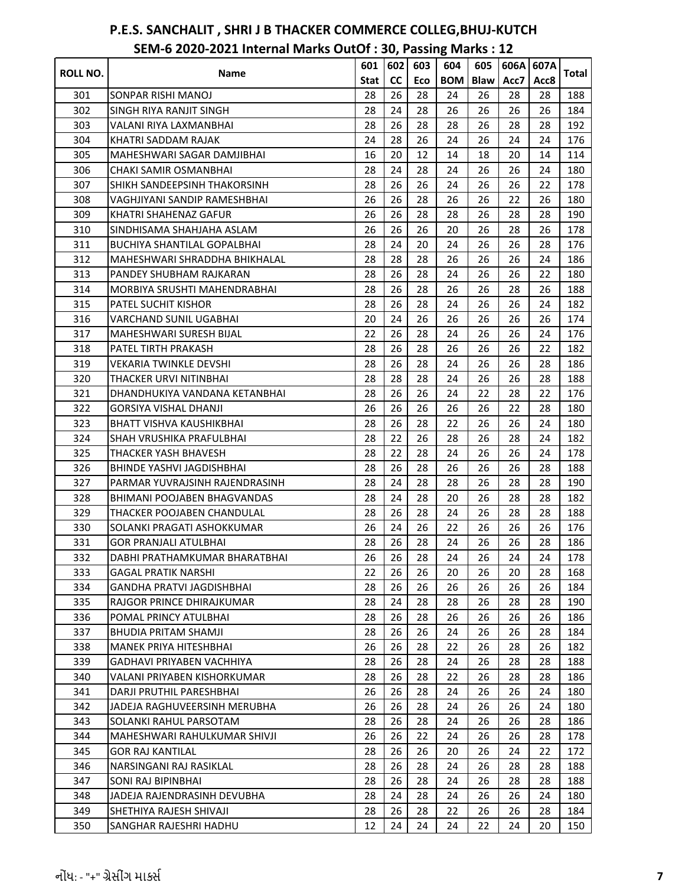# P.E.S. SANCHALIT , SHRI J B THACKER COMMERCE COLLEG,BHUJ-KUTCH

## SEM-6 2020-2021 Internal Marks OutOf : 30, Passing Marks : 12

| ROLL NO. | Name | 601 Stat | 602 CC | 603 Eco | 604 BOM | 605 Blaw | 606A Acc7 | 607A Acc8 | Total |
|---|---|---|---|---|---|---|---|---|---|
| 301 | SONPAR RISHI MANOJ | 28 | 26 | 28 | 24 | 26 | 28 | 28 | 188 |
| 302 | SINGH RIYA RANJIT SINGH | 28 | 24 | 28 | 26 | 26 | 26 | 26 | 184 |
| 303 | VALANI RIYA LAXMANBHAI | 28 | 26 | 28 | 28 | 26 | 28 | 28 | 192 |
| 304 | KHATRI SADDAM RAJAK | 24 | 28 | 26 | 24 | 26 | 24 | 24 | 176 |
| 305 | MAHESHWARI SAGAR DAMJIBHAI | 16 | 20 | 12 | 14 | 18 | 20 | 14 | 114 |
| 306 | CHAKI SAMIR OSMANBHAI | 28 | 24 | 28 | 24 | 26 | 26 | 24 | 180 |
| 307 | SHIKH SANDEEPSINH THAKORSINH | 28 | 26 | 26 | 24 | 26 | 26 | 22 | 178 |
| 308 | VAGHJIYANI SANDIP RAMESHBHAI | 26 | 26 | 28 | 26 | 26 | 22 | 26 | 180 |
| 309 | KHATRI SHAHENAZ GAFUR | 26 | 26 | 28 | 28 | 26 | 28 | 28 | 190 |
| 310 | SINDHISAMA SHAHJAHA ASLAM | 26 | 26 | 26 | 20 | 26 | 28 | 26 | 178 |
| 311 | BUCHIYA SHANTILAL GOPALBHAI | 28 | 24 | 20 | 24 | 26 | 26 | 28 | 176 |
| 312 | MAHESHWARI SHRADDHA BHIKHALAL | 28 | 28 | 28 | 26 | 26 | 26 | 24 | 186 |
| 313 | PANDEY SHUBHAM RAJKARAN | 28 | 26 | 28 | 24 | 26 | 26 | 22 | 180 |
| 314 | MORBIYA SRUSHTI MAHENDRABHAI | 28 | 26 | 28 | 26 | 26 | 28 | 26 | 188 |
| 315 | PATEL SUCHIT KISHOR | 28 | 26 | 28 | 24 | 26 | 26 | 24 | 182 |
| 316 | VARCHAND SUNIL UGABHAI | 20 | 24 | 26 | 26 | 26 | 26 | 26 | 174 |
| 317 | MAHESHWARI SURESH BIJAL | 22 | 26 | 28 | 24 | 26 | 26 | 24 | 176 |
| 318 | PATEL TIRTH PRAKASH | 28 | 26 | 28 | 26 | 26 | 26 | 22 | 182 |
| 319 | VEKARIA TWINKLE DEVSHI | 28 | 26 | 28 | 24 | 26 | 26 | 28 | 186 |
| 320 | THACKER URVI NITINBHAI | 28 | 28 | 28 | 24 | 26 | 26 | 28 | 188 |
| 321 | DHANDHUKIYA VANDANA KETANBHAI | 28 | 26 | 26 | 24 | 22 | 28 | 22 | 176 |
| 322 | GORSIYA VISHAL DHANJI | 26 | 26 | 26 | 26 | 26 | 22 | 28 | 180 |
| 323 | BHATT VISHVA KAUSHIKBHAI | 28 | 26 | 28 | 22 | 26 | 26 | 24 | 180 |
| 324 | SHAH VRUSHIKA PRAFULBHAI | 28 | 22 | 26 | 28 | 26 | 28 | 24 | 182 |
| 325 | THACKER YASH BHAVESH | 28 | 22 | 28 | 24 | 26 | 26 | 24 | 178 |
| 326 | BHINDE YASHVI JAGDISHBHAI | 28 | 26 | 28 | 26 | 26 | 26 | 28 | 188 |
| 327 | PARMAR YUVRAJSINH RAJENDRASINH | 28 | 24 | 28 | 28 | 26 | 28 | 28 | 190 |
| 328 | BHIMANI POOJABEN BHAGVANDAS | 28 | 24 | 28 | 20 | 26 | 28 | 28 | 182 |
| 329 | THACKER POOJABEN CHANDULAL | 28 | 26 | 28 | 24 | 26 | 28 | 28 | 188 |
| 330 | SOLANKI PRAGATI ASHOKKUMAR | 26 | 24 | 26 | 22 | 26 | 26 | 26 | 176 |
| 331 | GOR PRANJALI ATULBHAI | 28 | 26 | 28 | 24 | 26 | 26 | 28 | 186 |
| 332 | DABHI PRATHAMKUMAR BHARATBHAI | 26 | 26 | 28 | 24 | 26 | 24 | 24 | 178 |
| 333 | GAGAL PRATIK NARSHI | 22 | 26 | 26 | 20 | 26 | 20 | 28 | 168 |
| 334 | GANDHA PRATVI JAGDISHBHAI | 28 | 26 | 26 | 26 | 26 | 26 | 26 | 184 |
| 335 | RAJGOR PRINCE DHIRAJKUMAR | 28 | 24 | 28 | 28 | 26 | 28 | 28 | 190 |
| 336 | POMAL PRINCY ATULBHAI | 28 | 26 | 28 | 26 | 26 | 26 | 26 | 186 |
| 337 | BHUDIA PRITAM SHAMJI | 28 | 26 | 26 | 24 | 26 | 26 | 28 | 184 |
| 338 | MANEK PRIYA HITESHBHAI | 26 | 26 | 28 | 22 | 26 | 28 | 26 | 182 |
| 339 | GADHAVI PRIYABEN VACHHIYA | 28 | 26 | 28 | 24 | 26 | 28 | 28 | 188 |
| 340 | VALANI PRIYABEN KISHORKUMAR | 28 | 26 | 28 | 22 | 26 | 28 | 28 | 186 |
| 341 | DARJI PRUTHIL PARESHBHAI | 26 | 26 | 28 | 24 | 26 | 26 | 24 | 180 |
| 342 | JADEJA RAGHUVEERSINH MERUBHA | 26 | 26 | 28 | 24 | 26 | 26 | 24 | 180 |
| 343 | SOLANKI RAHUL PARSOTAM | 28 | 26 | 28 | 24 | 26 | 26 | 28 | 186 |
| 344 | MAHESHWARI RAHULKUMAR SHIVJI | 26 | 26 | 22 | 24 | 26 | 26 | 28 | 178 |
| 345 | GOR RAJ KANTILAL | 28 | 26 | 26 | 20 | 26 | 24 | 22 | 172 |
| 346 | NARSINGANI RAJ RASIKLAL | 28 | 26 | 28 | 24 | 26 | 28 | 28 | 188 |
| 347 | SONI RAJ BIPINBHAI | 28 | 26 | 28 | 24 | 26 | 28 | 28 | 188 |
| 348 | JADEJA RAJENDRASINH DEVUBHA | 28 | 24 | 28 | 24 | 26 | 26 | 24 | 180 |
| 349 | SHETHIYA RAJESH SHIVAJI | 28 | 26 | 28 | 22 | 26 | 26 | 28 | 184 |
| 350 | SANGHAR RAJESHRI HADHU | 12 | 24 | 24 | 24 | 22 | 24 | 20 | 150 |

નોંધ: - "+" ગ્રેસીંગ માર્ક્સ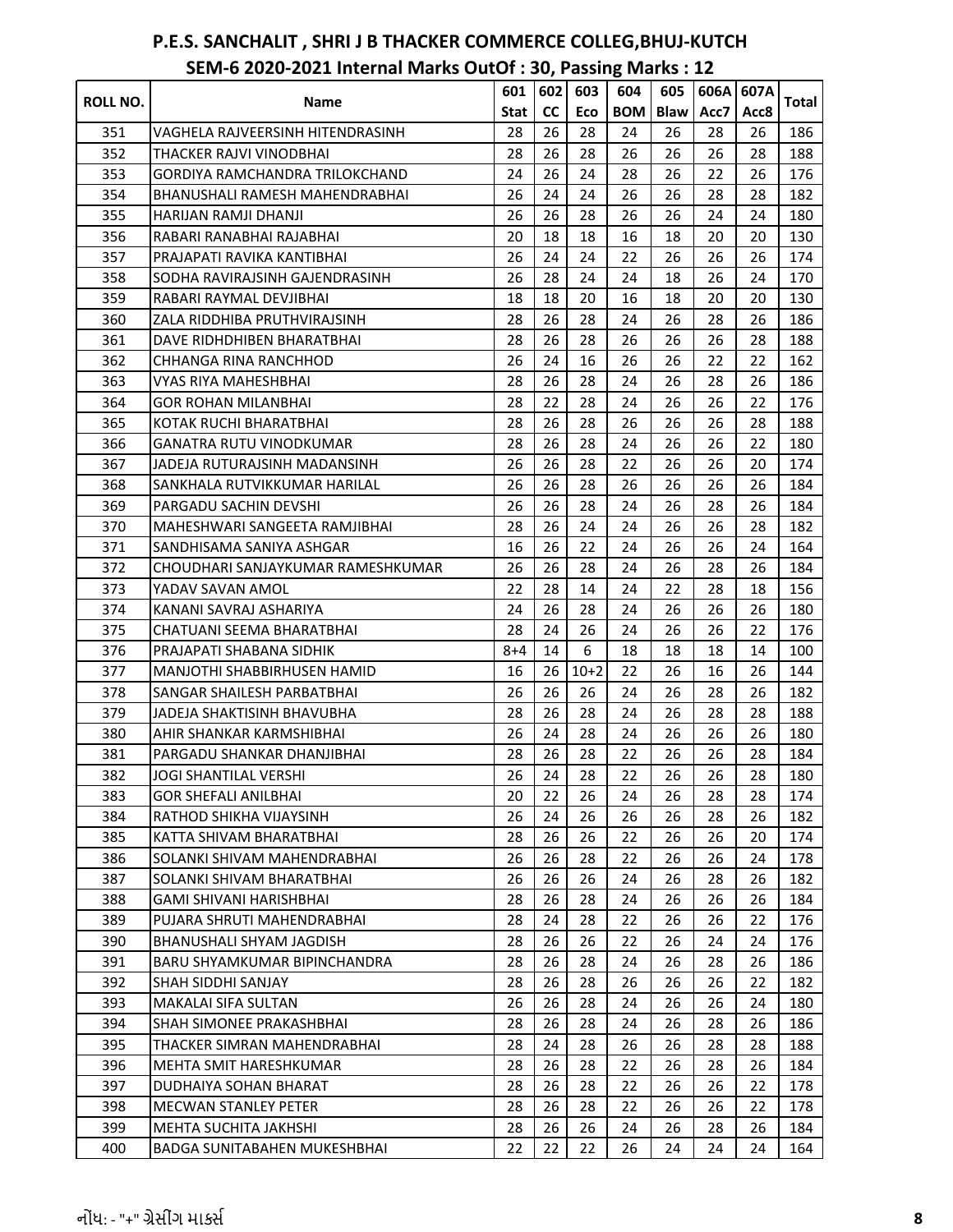# P.E.S. SANCHALIT , SHRI J B THACKER COMMERCE COLLEG,BHUJ-KUTCH

## SEM-6 2020-2021 Internal Marks OutOf : 30, Passing Marks : 12

| ROLL NO. | Name | 601 Stat | 602 CC | 603 Eco | 604 BOM | 605 Blaw | 606A Acc7 | 607A Acc8 | Total |
|---|---|---|---|---|---|---|---|---|---|
| 351 | VAGHELA RAJVEERSINH HITENDRASINH | 28 | 26 | 28 | 24 | 26 | 28 | 26 | 186 |
| 352 | THACKER RAJVI VINODBHAI | 28 | 26 | 28 | 26 | 26 | 26 | 28 | 188 |
| 353 | GORDIYA RAMCHANDRA TRILOKCHAND | 24 | 26 | 24 | 28 | 26 | 22 | 26 | 176 |
| 354 | BHANUSHALI RAMESH MAHENDRABHAI | 26 | 24 | 24 | 26 | 26 | 28 | 28 | 182 |
| 355 | HARIJAN RAMJI DHANJI | 26 | 26 | 28 | 26 | 26 | 24 | 24 | 180 |
| 356 | RABARI RANABHAI RAJABHAI | 20 | 18 | 18 | 16 | 18 | 20 | 20 | 130 |
| 357 | PRAJAPATI RAVIKA KANTIBHAI | 26 | 24 | 24 | 22 | 26 | 26 | 26 | 174 |
| 358 | SODHA RAVIRAJSINH GAJENDRASINH | 26 | 28 | 24 | 24 | 18 | 26 | 24 | 170 |
| 359 | RABARI RAYMAL DEVJIBHAI | 18 | 18 | 20 | 16 | 18 | 20 | 20 | 130 |
| 360 | ZALA RIDDHIBA PRUTHVIRAJSINH | 28 | 26 | 28 | 24 | 26 | 28 | 26 | 186 |
| 361 | DAVE RIDHDHIBEN BHARATBHAI | 28 | 26 | 28 | 26 | 26 | 26 | 28 | 188 |
| 362 | CHHANGA RINA RANCHHOD | 26 | 24 | 16 | 26 | 26 | 22 | 22 | 162 |
| 363 | VYAS RIYA MAHESHBHAI | 28 | 26 | 28 | 24 | 26 | 28 | 26 | 186 |
| 364 | GOR ROHAN MILANBHAI | 28 | 22 | 28 | 24 | 26 | 26 | 22 | 176 |
| 365 | KOTAK RUCHI BHARATBHAI | 28 | 26 | 28 | 26 | 26 | 26 | 28 | 188 |
| 366 | GANATRA RUTU VINODKUMAR | 28 | 26 | 28 | 24 | 26 | 26 | 22 | 180 |
| 367 | JADEJA RUTURAJSINH MADANSINH | 26 | 26 | 28 | 22 | 26 | 26 | 20 | 174 |
| 368 | SANKHALA RUTVIKKUMAR HARILAL | 26 | 26 | 28 | 26 | 26 | 26 | 26 | 184 |
| 369 | PARGADU SACHIN DEVSHI | 26 | 26 | 28 | 24 | 26 | 28 | 26 | 184 |
| 370 | MAHESHWARI SANGEETA RAMJIBHAI | 28 | 26 | 24 | 24 | 26 | 26 | 28 | 182 |
| 371 | SANDHISAMA SANIYA ASHGAR | 16 | 26 | 22 | 24 | 26 | 26 | 24 | 164 |
| 372 | CHOUDHARI SANJAYKUMAR RAMESHKUMAR | 26 | 26 | 28 | 24 | 26 | 28 | 26 | 184 |
| 373 | YADAV SAVAN AMOL | 22 | 28 | 14 | 24 | 22 | 28 | 18 | 156 |
| 374 | KANANI SAVRAJ ASHARIYA | 24 | 26 | 28 | 24 | 26 | 26 | 26 | 180 |
| 375 | CHATUANI SEEMA BHARATBHAI | 28 | 24 | 26 | 24 | 26 | 26 | 22 | 176 |
| 376 | PRAJAPATI SHABANA SIDHIK | 8+4 | 14 | 6 | 18 | 18 | 18 | 14 | 100 |
| 377 | MANJOTHI SHABBIRHUSEN HAMID | 16 | 26 | 10+2 | 22 | 26 | 16 | 26 | 144 |
| 378 | SANGAR SHAILESH PARBATBHAI | 26 | 26 | 26 | 24 | 26 | 28 | 26 | 182 |
| 379 | JADEJA SHAKTISINH BHAVUBHA | 28 | 26 | 28 | 24 | 26 | 28 | 28 | 188 |
| 380 | AHIR SHANKAR KARMSHIBHAI | 26 | 24 | 28 | 24 | 26 | 26 | 26 | 180 |
| 381 | PARGADU SHANKAR DHANJIBHAI | 28 | 26 | 28 | 22 | 26 | 26 | 28 | 184 |
| 382 | JOGI SHANTILAL VERSHI | 26 | 24 | 28 | 22 | 26 | 26 | 28 | 180 |
| 383 | GOR SHEFALI ANILBHAI | 20 | 22 | 26 | 24 | 26 | 28 | 28 | 174 |
| 384 | RATHOD SHIKHA VIJAYSINH | 26 | 24 | 26 | 26 | 26 | 28 | 26 | 182 |
| 385 | KATTA SHIVAM BHARATBHAI | 28 | 26 | 26 | 22 | 26 | 26 | 20 | 174 |
| 386 | SOLANKI SHIVAM MAHENDRABHAI | 26 | 26 | 28 | 22 | 26 | 26 | 24 | 178 |
| 387 | SOLANKI SHIVAM BHARATBHAI | 26 | 26 | 26 | 24 | 26 | 28 | 26 | 182 |
| 388 | GAMI SHIVANI HARISHBHAI | 28 | 26 | 28 | 24 | 26 | 26 | 26 | 184 |
| 389 | PUJARA SHRUTI MAHENDRABHAI | 28 | 24 | 28 | 22 | 26 | 26 | 22 | 176 |
| 390 | BHANUSHALI SHYAM JAGDISH | 28 | 26 | 26 | 22 | 26 | 24 | 24 | 176 |
| 391 | BARU SHYAMKUMAR BIPINCHANDRA | 28 | 26 | 28 | 24 | 26 | 28 | 26 | 186 |
| 392 | SHAH SIDDHI SANJAY | 28 | 26 | 28 | 26 | 26 | 26 | 22 | 182 |
| 393 | MAKALAI SIFA SULTAN | 26 | 26 | 28 | 24 | 26 | 26 | 24 | 180 |
| 394 | SHAH SIMONEE PRAKASHBHAI | 28 | 26 | 28 | 24 | 26 | 28 | 26 | 186 |
| 395 | THACKER SIMRAN MAHENDRABHAI | 28 | 24 | 28 | 26 | 26 | 28 | 28 | 188 |
| 396 | MEHTA SMIT HARESHKUMAR | 28 | 26 | 28 | 22 | 26 | 28 | 26 | 184 |
| 397 | DUDHAIYA SOHAN BHARAT | 28 | 26 | 28 | 22 | 26 | 26 | 22 | 178 |
| 398 | MECWAN STANLEY PETER | 28 | 26 | 28 | 22 | 26 | 26 | 22 | 178 |
| 399 | MEHTA SUCHITA JAKHSHI | 28 | 26 | 26 | 24 | 26 | 28 | 26 | 184 |
| 400 | BADGA SUNITABAHEN MUKESHBHAI | 22 | 22 | 22 | 26 | 24 | 24 | 24 | 164 |

નોંધ: - "+" ગ્રેસીંગ માર્ક્સ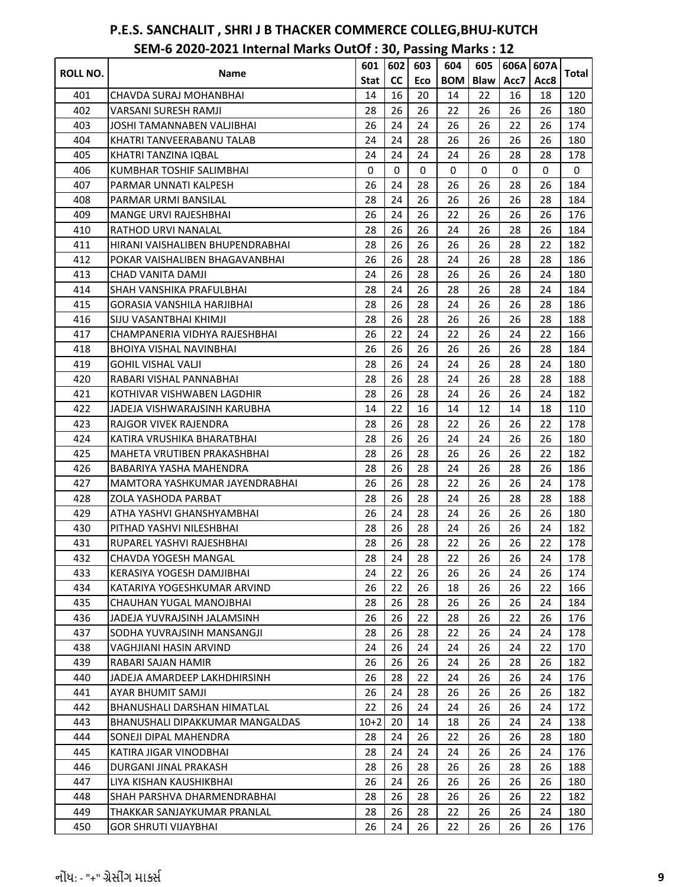# P.E.S. SANCHALIT , SHRI J B THACKER COMMERCE COLLEG,BHUJ-KUTCH

## SEM-6 2020-2021 Internal Marks OutOf : 30, Passing Marks : 12

| ROLL NO. | Name | 601 Stat | 602 CC | 603 Eco | 604 BOM | 605 Blaw | 606A Acc7 | 607A Acc8 | Total |
|---|---|---|---|---|---|---|---|---|---|
| 401 | CHAVDA SURAJ MOHANBHAI | 14 | 16 | 20 | 14 | 22 | 16 | 18 | 120 |
| 402 | VARSANI SURESH RAMJI | 28 | 26 | 26 | 22 | 26 | 26 | 26 | 180 |
| 403 | JOSHI TAMANNABEN VALJIBHAI | 26 | 24 | 24 | 26 | 26 | 22 | 26 | 174 |
| 404 | KHATRI TANVEERABANU TALAB | 24 | 24 | 28 | 26 | 26 | 26 | 26 | 180 |
| 405 | KHATRI TANZINA IQBAL | 24 | 24 | 24 | 24 | 26 | 28 | 28 | 178 |
| 406 | KUMBHAR TOSHIF SALIMBHAI | 0 | 0 | 0 | 0 | 0 | 0 | 0 | 0 |
| 407 | PARMAR UNNATI KALPESH | 26 | 24 | 28 | 26 | 26 | 28 | 26 | 184 |
| 408 | PARMAR URMI BANSILAL | 28 | 24 | 26 | 26 | 26 | 26 | 28 | 184 |
| 409 | MANGE URVI RAJESHBHAI | 26 | 24 | 26 | 22 | 26 | 26 | 26 | 176 |
| 410 | RATHOD URVI NANALAL | 28 | 26 | 26 | 24 | 26 | 28 | 26 | 184 |
| 411 | HIRANI VAISHALIBEN BHUPENDRABHAI | 28 | 26 | 26 | 26 | 26 | 28 | 22 | 182 |
| 412 | POKAR VAISHALIBEN BHAGAVANBHAI | 26 | 26 | 28 | 24 | 26 | 28 | 28 | 186 |
| 413 | CHAD VANITA DAMJI | 24 | 26 | 28 | 26 | 26 | 26 | 24 | 180 |
| 414 | SHAH VANSHIKA PRAFULBHAI | 28 | 24 | 26 | 28 | 26 | 28 | 24 | 184 |
| 415 | GORASIA VANSHILA HARJIBHAI | 28 | 26 | 28 | 24 | 26 | 26 | 28 | 186 |
| 416 | SIJU VASANTBHAI KHIMJI | 28 | 26 | 28 | 26 | 26 | 26 | 28 | 188 |
| 417 | CHAMPANERIA VIDHYA RAJESHBHAI | 26 | 22 | 24 | 22 | 26 | 24 | 22 | 166 |
| 418 | BHOIYA VISHAL NAVINBHAI | 26 | 26 | 26 | 26 | 26 | 26 | 28 | 184 |
| 419 | GOHIL VISHAL VALJI | 28 | 26 | 24 | 24 | 26 | 28 | 24 | 180 |
| 420 | RABARI VISHAL PANNABHAI | 28 | 26 | 28 | 24 | 26 | 28 | 28 | 188 |
| 421 | KOTHIVAR VISHWABEN LAGDHIR | 28 | 26 | 28 | 24 | 26 | 26 | 24 | 182 |
| 422 | JADEJA VISHWARAJSINH KARUBHA | 14 | 22 | 16 | 14 | 12 | 14 | 18 | 110 |
| 423 | RAJGOR VIVEK RAJENDRA | 28 | 26 | 28 | 22 | 26 | 26 | 22 | 178 |
| 424 | KATIRA VRUSHIKA BHARATBHAI | 28 | 26 | 26 | 24 | 24 | 26 | 26 | 180 |
| 425 | MAHETA VRUTIBEN PRAKASHBHAI | 28 | 26 | 28 | 26 | 26 | 26 | 22 | 182 |
| 426 | BABARIYA YASHA MAHENDRA | 28 | 26 | 28 | 24 | 26 | 28 | 26 | 186 |
| 427 | MAMTORA YASHKUMAR JAYENDRABHAI | 26 | 26 | 28 | 22 | 26 | 26 | 24 | 178 |
| 428 | ZOLA YASHODA PARBAT | 28 | 26 | 28 | 24 | 26 | 28 | 28 | 188 |
| 429 | ATHA YASHVI GHANSHYAMBHAI | 26 | 24 | 28 | 24 | 26 | 26 | 26 | 180 |
| 430 | PITHAD YASHVI NILESHBHAI | 28 | 26 | 28 | 24 | 26 | 26 | 24 | 182 |
| 431 | RUPAREL YASHVI RAJESHBHAI | 28 | 26 | 28 | 22 | 26 | 26 | 22 | 178 |
| 432 | CHAVDA YOGESH MANGAL | 28 | 24 | 28 | 22 | 26 | 26 | 24 | 178 |
| 433 | KERASIYA YOGESH DAMJIBHAI | 24 | 22 | 26 | 26 | 26 | 24 | 26 | 174 |
| 434 | KATARIYA YOGESHKUMAR ARVIND | 26 | 22 | 26 | 18 | 26 | 26 | 22 | 166 |
| 435 | CHAUHAN YUGAL MANOJBHAI | 28 | 26 | 28 | 26 | 26 | 26 | 24 | 184 |
| 436 | JADEJA YUVRAJSINH JALAMSINH | 26 | 26 | 22 | 28 | 26 | 22 | 26 | 176 |
| 437 | SODHA YUVRAJSINH MANSANGJI | 28 | 26 | 28 | 22 | 26 | 24 | 24 | 178 |
| 438 | VAGHJIANI HASIN ARVIND | 24 | 26 | 24 | 24 | 26 | 24 | 22 | 170 |
| 439 | RABARI SAJAN HAMIR | 26 | 26 | 26 | 24 | 26 | 28 | 26 | 182 |
| 440 | JADEJA AMARDEEP LAKHDHIRSINH | 26 | 28 | 22 | 24 | 26 | 26 | 24 | 176 |
| 441 | AYAR BHUMIT SAMJI | 26 | 24 | 28 | 26 | 26 | 26 | 26 | 182 |
| 442 | BHANUSHALI DARSHAN HIMATLAL | 22 | 26 | 24 | 24 | 26 | 26 | 24 | 172 |
| 443 | BHANUSHALI DIPAKKUMAR MANGALDAS | 10+2 | 20 | 14 | 18 | 26 | 24 | 24 | 138 |
| 444 | SONEJI DIPAL MAHENDRA | 28 | 24 | 26 | 22 | 26 | 26 | 28 | 180 |
| 445 | KATIRA JIGAR VINODBHAI | 28 | 24 | 24 | 24 | 26 | 26 | 24 | 176 |
| 446 | DURGANI JINAL PRAKASH | 28 | 26 | 28 | 26 | 26 | 28 | 26 | 188 |
| 447 | LIYA KISHAN KAUSHIKBHAI | 26 | 24 | 26 | 26 | 26 | 26 | 26 | 180 |
| 448 | SHAH PARSHVA DHARMENDRABHAI | 28 | 26 | 28 | 26 | 26 | 26 | 22 | 182 |
| 449 | THAKKAR SANJAYKUMAR PRANLAL | 28 | 26 | 28 | 22 | 26 | 26 | 24 | 180 |
| 450 | GOR SHRUTI VIJAYBHAI | 26 | 24 | 26 | 22 | 26 | 26 | 26 | 176 |

નોંધ: - "+" ગ્રેસીંગ માર્ક્સ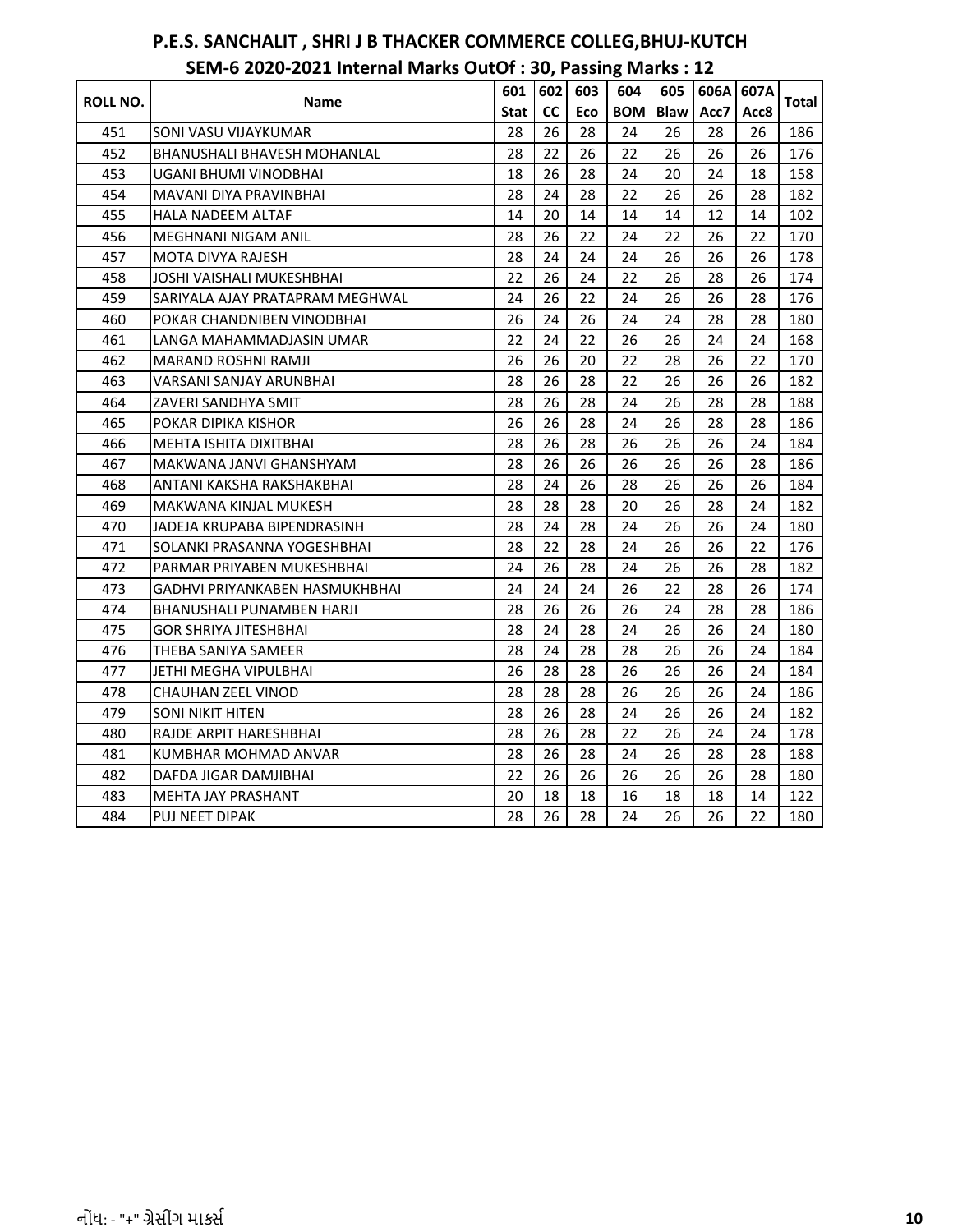# P.E.S. SANCHALIT , SHRI J B THACKER COMMERCE COLLEG,BHUJ-KUTCH

## SEM-6 2020-2021 Internal Marks OutOf : 30, Passing Marks : 12

| ROLL NO. | Name | 601 Stat | 602 CC | 603 Eco | 604 BOM | 605 Blaw | 606A Acc7 | 607A Acc8 | Total |
|---|---|---|---|---|---|---|---|---|---|
| 451 | SONI VASU VIJAYKUMAR | 28 | 26 | 28 | 24 | 26 | 28 | 26 | 186 |
| 452 | BHANUSHALI BHAVESH MOHANLAL | 28 | 22 | 26 | 22 | 26 | 26 | 26 | 176 |
| 453 | UGANI BHUMI VINODBHAI | 18 | 26 | 28 | 24 | 20 | 24 | 18 | 158 |
| 454 | MAVANI DIYA PRAVINBHAI | 28 | 24 | 28 | 22 | 26 | 26 | 28 | 182 |
| 455 | HALA NADEEM ALTAF | 14 | 20 | 14 | 14 | 14 | 12 | 14 | 102 |
| 456 | MEGHNANI NIGAM ANIL | 28 | 26 | 22 | 24 | 22 | 26 | 22 | 170 |
| 457 | MOTA DIVYA RAJESH | 28 | 24 | 24 | 24 | 26 | 26 | 26 | 178 |
| 458 | JOSHI VAISHALI MUKESHBHAI | 22 | 26 | 24 | 22 | 26 | 28 | 26 | 174 |
| 459 | SARIYALA AJAY PRATAPRAM MEGHWAL | 24 | 26 | 22 | 24 | 26 | 26 | 28 | 176 |
| 460 | POKAR CHANDNIBEN VINODBHAI | 26 | 24 | 26 | 24 | 24 | 28 | 28 | 180 |
| 461 | LANGA MAHAMMADJASIN UMAR | 22 | 24 | 22 | 26 | 26 | 24 | 24 | 168 |
| 462 | MARAND ROSHNI RAMJI | 26 | 26 | 20 | 22 | 28 | 26 | 22 | 170 |
| 463 | VARSANI SANJAY ARUNBHAI | 28 | 26 | 28 | 22 | 26 | 26 | 26 | 182 |
| 464 | ZAVERI SANDHYA SMIT | 28 | 26 | 28 | 24 | 26 | 28 | 28 | 188 |
| 465 | POKAR DIPIKA KISHOR | 26 | 26 | 28 | 24 | 26 | 28 | 28 | 186 |
| 466 | MEHTA ISHITA DIXITBHAI | 28 | 26 | 28 | 26 | 26 | 26 | 24 | 184 |
| 467 | MAKWANA JANVI GHANSHYAM | 28 | 26 | 26 | 26 | 26 | 26 | 28 | 186 |
| 468 | ANTANI KAKSHA RAKSHAKBHAI | 28 | 24 | 26 | 28 | 26 | 26 | 26 | 184 |
| 469 | MAKWANA KINJAL MUKESH | 28 | 28 | 28 | 20 | 26 | 28 | 24 | 182 |
| 470 | JADEJA KRUPABA BIPENDRASINH | 28 | 24 | 28 | 24 | 26 | 26 | 24 | 180 |
| 471 | SOLANKI PRASANNA YOGESHBHAI | 28 | 22 | 28 | 24 | 26 | 26 | 22 | 176 |
| 472 | PARMAR PRIYABEN MUKESHBHAI | 24 | 26 | 28 | 24 | 26 | 26 | 28 | 182 |
| 473 | GADHVI PRIYANKABEN HASMUKHBHAI | 24 | 24 | 24 | 26 | 22 | 28 | 26 | 174 |
| 474 | BHANUSHALI PUNAMBEN HARJI | 28 | 26 | 26 | 26 | 24 | 28 | 28 | 186 |
| 475 | GOR SHRIYA JITESHBHAI | 28 | 24 | 28 | 24 | 26 | 26 | 24 | 180 |
| 476 | THEBA SANIYA SAMEER | 28 | 24 | 28 | 28 | 26 | 26 | 24 | 184 |
| 477 | JETHI MEGHA VIPULBHAI | 26 | 28 | 28 | 26 | 26 | 26 | 24 | 184 |
| 478 | CHAUHAN ZEEL VINOD | 28 | 28 | 28 | 26 | 26 | 26 | 24 | 186 |
| 479 | SONI NIKIT HITEN | 28 | 26 | 28 | 24 | 26 | 26 | 24 | 182 |
| 480 | RAJDE ARPIT HARESHBHAI | 28 | 26 | 28 | 22 | 26 | 24 | 24 | 178 |
| 481 | KUMBHAR MOHMAD ANVAR | 28 | 26 | 28 | 24 | 26 | 28 | 28 | 188 |
| 482 | DAFDA JIGAR DAMJIBHAI | 22 | 26 | 26 | 26 | 26 | 26 | 28 | 180 |
| 483 | MEHTA JAY PRASHANT | 20 | 18 | 18 | 16 | 18 | 18 | 14 | 122 |
| 484 | PUJ NEET DIPAK | 28 | 26 | 28 | 24 | 26 | 26 | 22 | 180 |

નોંધ: - "+" ગ્રેસીંગ માર્ક્સ